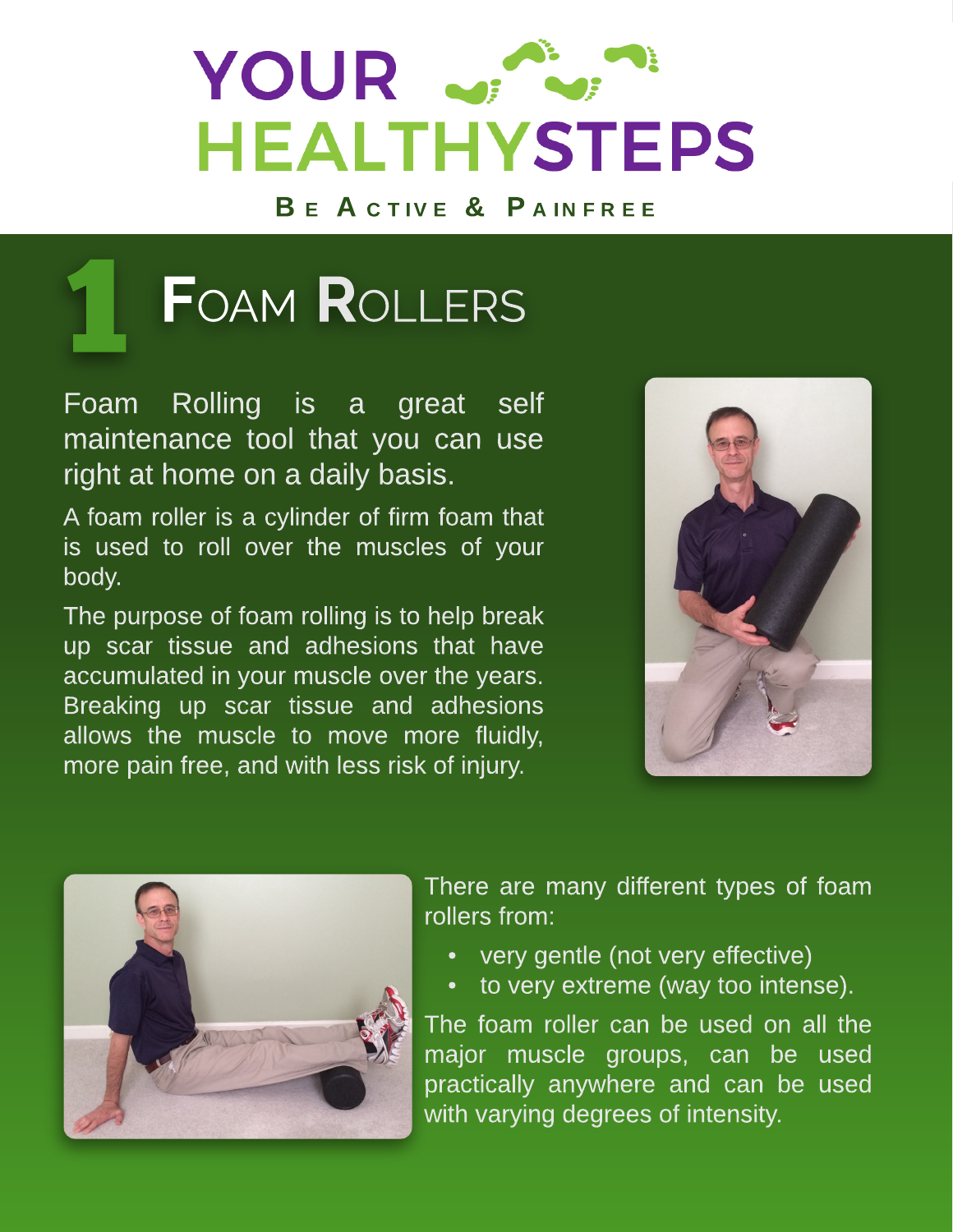# YOUR HEALTHYSTEPS

**BE ACTIVE & PAINFREE**

## 1 FOAM ROLLERS

Foam Rolling is a great self maintenance tool that you can use right at home on a daily basis.

A foam roller is a cylinder of firm foam that is used to roll over the muscles of your body.

The purpose of foam rolling is to help break up scar tissue and adhesions that have accumulated in your muscle over the years. Breaking up scar tissue and adhesions allows the muscle to move more fluidly, more pain free, and with less risk of injury.

There are many different types of foam rollers from:

- very gentle (not very effective)
- to very extreme (way too intense).

The foam roller can be used on all the major muscle groups, can be used practically anywhere and can be used with varying degrees of intensity.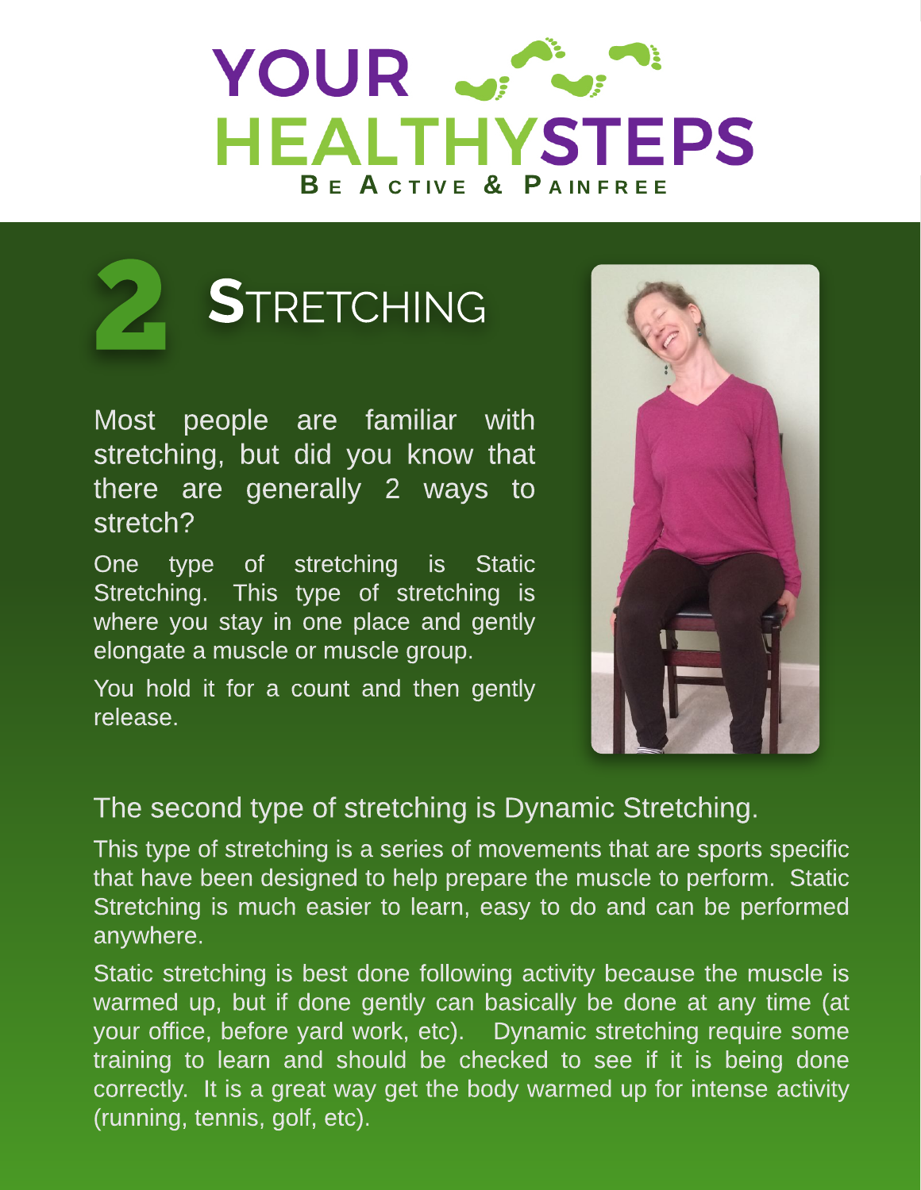# YOUR HEALTHYSTEPS

**BE ACTIVE & PAINFREE**

## 2 STRETCHING

Most people are familiar with stretching, but did you know that there are generally 2 ways to stretch?

One type of stretching is Static Stretching. This type of stretching is where you stay in one place and gently elongate a muscle or muscle group.

You hold it for a count and then gently release.

The second type of stretching is Dynamic Stretching.

This type of stretching is a series of movements that are sports specific that have been designed to help prepare the muscle to perform. Static Stretching is much easier to learn, easy to do and can be performed anywhere.

Static stretching is best done following activity because the muscle is warmed up, but if done gently can basically be done at any time (at your office, before yard work, etc). Dynamic stretching require some training to learn and should be checked to see if it is being done correctly. It is a great way get the body warmed up for intense activity (running, tennis, golf, etc).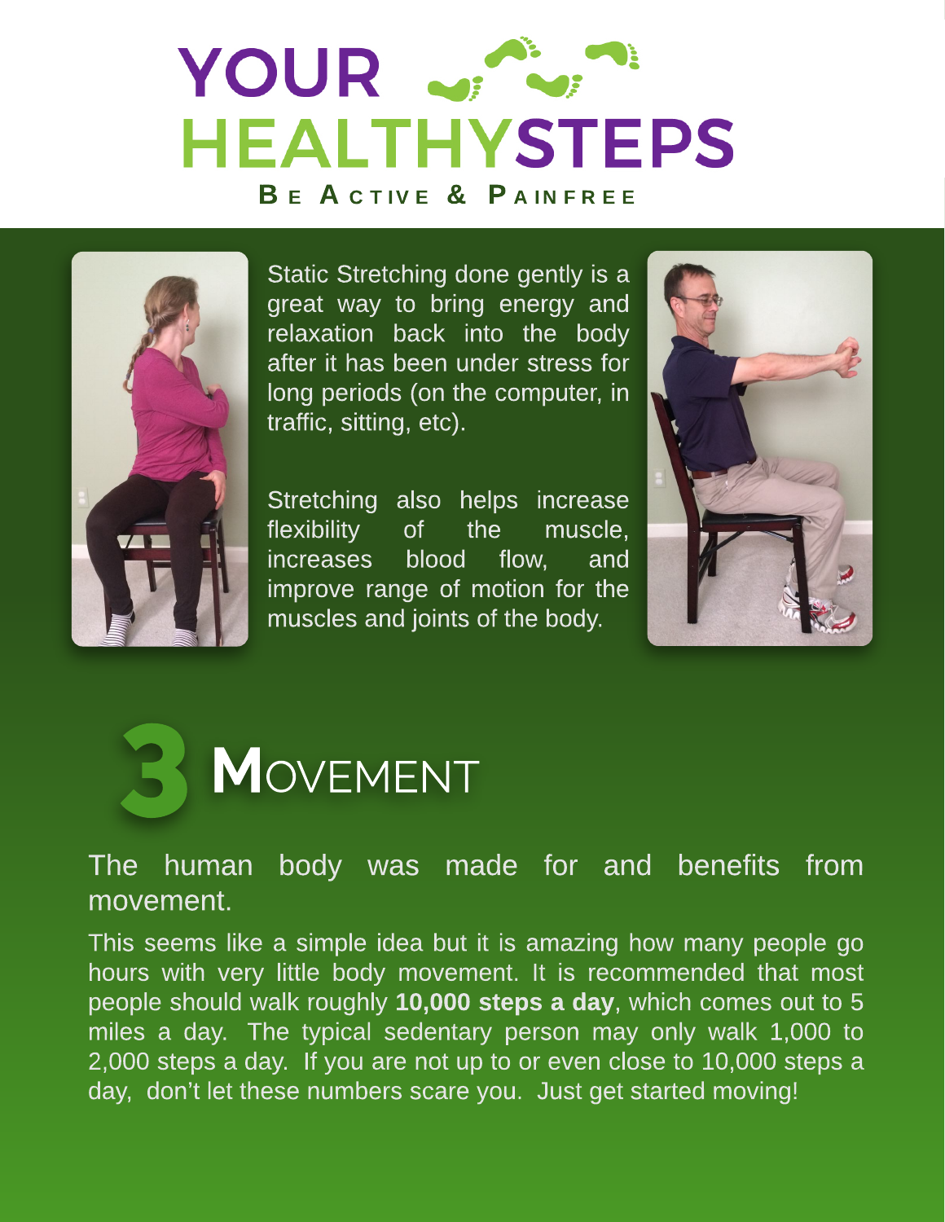# YOUR HEALTHYSTEPS

**BE ACTIVE & PAINFREE**

Static Stretching done gently is a great way to bring energy and relaxation back into the body after it has been under stress for long periods (on the computer, in traffic, sitting, etc).

Stretching also helps increase flexibility of the muscle, increases blood flow, and improve range of motion for the muscles and joints of the body.

## 3 MOVEMENT

The human body was made for and benefits from movement.

This seems like a simple idea but it is amazing how many people go hours with very little body movement. It is recommended that most people should walk roughly **10,000 steps a day**, which comes out to 5 miles a day. The typical sedentary person may only walk 1,000 to 2,000 steps a day. If you are not up to or even close to 10,000 steps a day, don't let these numbers scare you. Just get started moving!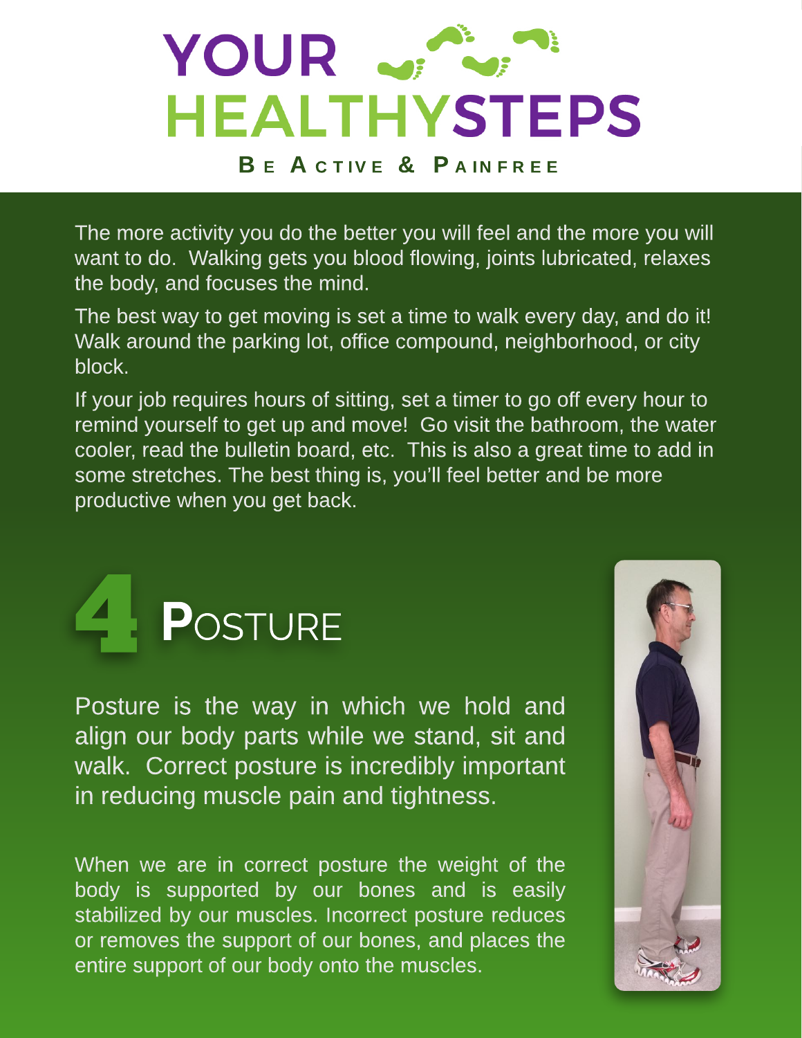# YOUR HEALTHYSTEPS

**Be Active & Painfree**

The more activity you do the better you will feel and the more you will want to do. Walking gets you blood flowing, joints lubricated, relaxes the body, and focuses the mind.

The best way to get moving is set a time to walk every day, and do it! Walk around the parking lot, office compound, neighborhood, or city block.

If your job requires hours of sitting, set a timer to go off every hour to remind yourself to get up and move! Go visit the bathroom, the water cooler, read the bulletin board, etc. This is also a great time to add in some stretches. The best thing is, you'll feel better and be more productive when you get back.

## 4 Posture

Posture is the way in which we hold and align our body parts while we stand, sit and walk. Correct posture is incredibly important in reducing muscle pain and tightness.

When we are in correct posture the weight of the body is supported by our bones and is easily stabilized by our muscles. Incorrect posture reduces or removes the support of our bones, and places the entire support of our body onto the muscles.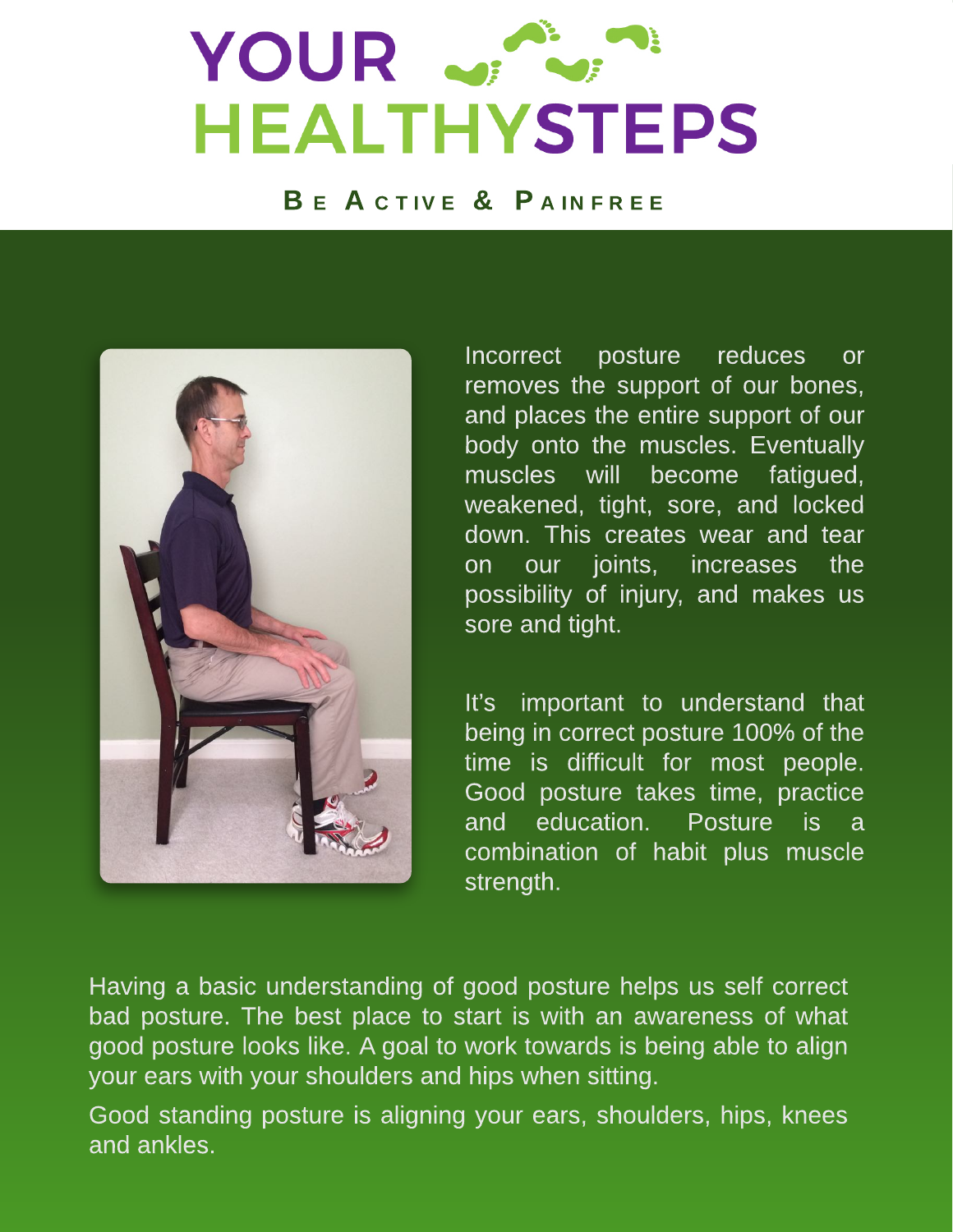# YOUR HEALTHYSTEPS

**BE ACTIVE & PAINFREE**

Incorrect posture reduces or removes the support of our bones, and places the entire support of our body onto the muscles. Eventually muscles will become fatigued, weakened, tight, sore, and locked down. This creates wear and tear on our joints, increases the possibility of injury, and makes us sore and tight.

It's important to understand that being in correct posture 100% of the time is difficult for most people. Good posture takes time, practice and education. Posture is a combination of habit plus muscle strength.

Having a basic understanding of good posture helps us self correct bad posture. The best place to start is with an awareness of what good posture looks like. A goal to work towards is being able to align your ears with your shoulders and hips when sitting.

Good standing posture is aligning your ears, shoulders, hips, knees and ankles.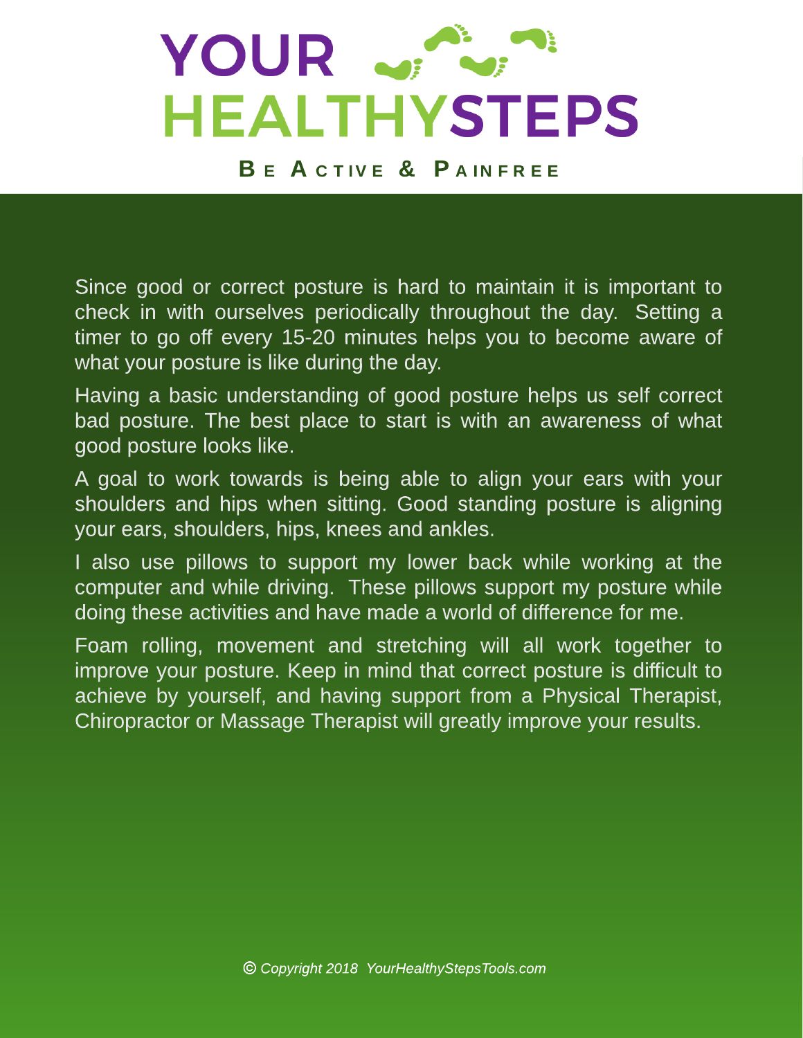# YOUR HEALTHYSTEPS

**BE ACTIVE & PAINFREE**

Since good or correct posture is hard to maintain it is important to check in with ourselves periodically throughout the day. Setting a timer to go off every 15-20 minutes helps you to become aware of what your posture is like during the day.

Having a basic understanding of good posture helps us self correct bad posture. The best place to start is with an awareness of what good posture looks like.

A goal to work towards is being able to align your ears with your shoulders and hips when sitting. Good standing posture is aligning your ears, shoulders, hips, knees and ankles.

I also use pillows to support my lower back while working at the computer and while driving. These pillows support my posture while doing these activities and have made a world of difference for me.

Foam rolling, movement and stretching will all work together to improve your posture. Keep in mind that correct posture is difficult to achieve by yourself, and having support from a Physical Therapist, Chiropractor or Massage Therapist will greatly improve your results.

*© Copyright 2018 YourHealthyStepsTools.com*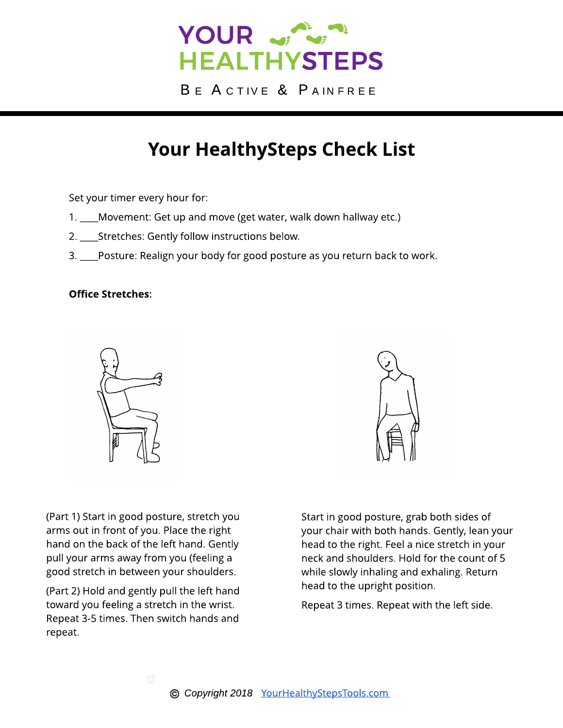YOUR HEALTHYSTEPS

BE ACTIVE & PAINFREE

# Your HealthySteps Check List

Set your timer every hour for:

1. ____Movement: Get up and move (get water, walk down hallway etc.)
2. ____Stretches: Gently follow instructions below.
3. ____Posture: Realign your body for good posture as you return back to work.

**Office Stretches:**

(Part 1) Start in good posture, stretch you arms out in front of you. Place the right hand on the back of the left hand. Gently pull your arms away from you (feeling a good stretch in between your shoulders.

(Part 2) Hold and gently pull the left hand toward you feeling a stretch in the wrist. Repeat 3-5 times. Then switch hands and repeat.

Start in good posture, grab both sides of your chair with both hands. Gently, lean your head to the right. Feel a nice stretch in your neck and shoulders. Hold for the count of 5 while slowly inhaling and exhaling. Return head to the upright position.

Repeat 3 times. Repeat with the left side.

© Copyright 2018 YourHealthyStepsTools.com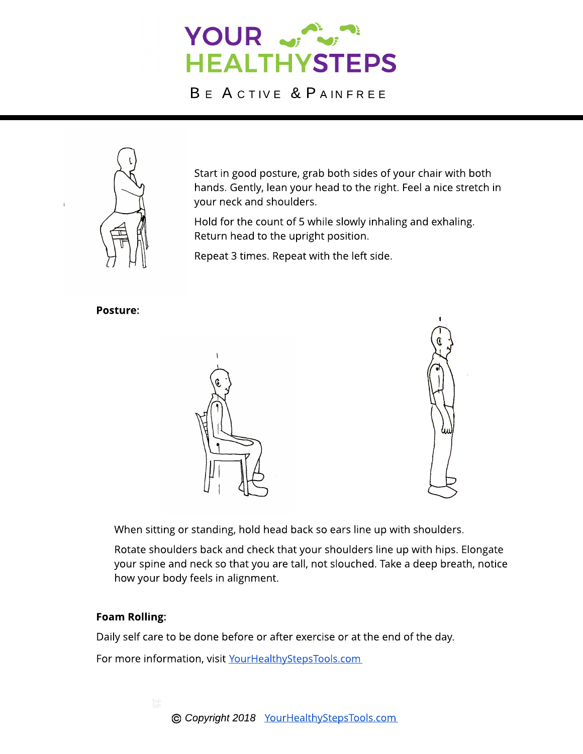Start in good posture, grab both sides of your chair with both hands. Gently, lean your head to the right. Feel a nice stretch in your neck and shoulders.

Hold for the count of 5 while slowly inhaling and exhaling. Return head to the upright position.

Repeat 3 times. Repeat with the left side.

**Posture**:

When sitting or standing, hold head back so ears line up with shoulders.

Rotate shoulders back and check that your shoulders line up with hips. Elongate your spine and neck so that you are tall, not slouched. Take a deep breath, notice how your body feels in alignment.

**Foam Rolling**:

Daily self care to be done before or after exercise or at the end of the day.

For more information, visit YourHealthyStepsTools.com